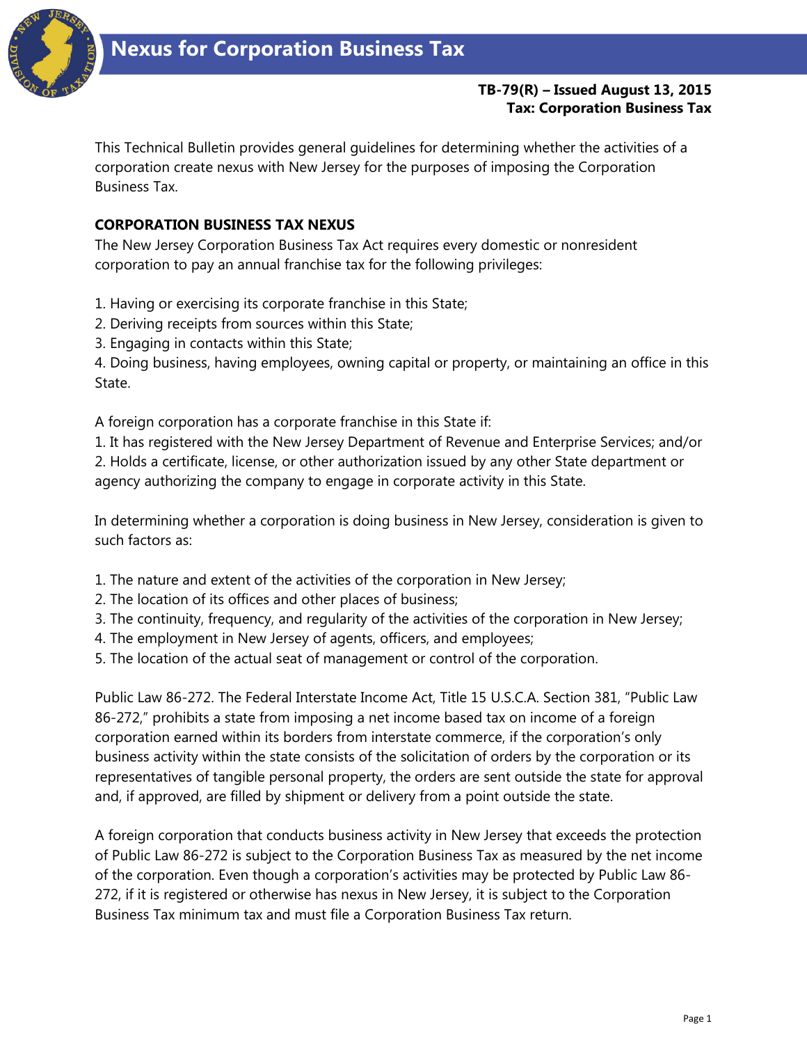# Nexus for Corporation Business Tax

**TB-79(R) – Issued August 13, 2015**
**Tax: Corporation Business Tax**

This Technical Bulletin provides general guidelines for determining whether the activities of a corporation create nexus with New Jersey for the purposes of imposing the Corporation Business Tax.

## CORPORATION BUSINESS TAX NEXUS

The New Jersey Corporation Business Tax Act requires every domestic or nonresident corporation to pay an annual franchise tax for the following privileges:

1. Having or exercising its corporate franchise in this State;
2. Deriving receipts from sources within this State;
3. Engaging in contacts within this State;
4. Doing business, having employees, owning capital or property, or maintaining an office in this State.

A foreign corporation has a corporate franchise in this State if:
1. It has registered with the New Jersey Department of Revenue and Enterprise Services; and/or
2. Holds a certificate, license, or other authorization issued by any other State department or agency authorizing the company to engage in corporate activity in this State.

In determining whether a corporation is doing business in New Jersey, consideration is given to such factors as:

1. The nature and extent of the activities of the corporation in New Jersey;
2. The location of its offices and other places of business;
3. The continuity, frequency, and regularity of the activities of the corporation in New Jersey;
4. The employment in New Jersey of agents, officers, and employees;
5. The location of the actual seat of management or control of the corporation.

Public Law 86-272. The Federal Interstate Income Act, Title 15 U.S.C.A. Section 381, "Public Law 86-272," prohibits a state from imposing a net income based tax on income of a foreign corporation earned within its borders from interstate commerce, if the corporation's only business activity within the state consists of the solicitation of orders by the corporation or its representatives of tangible personal property, the orders are sent outside the state for approval and, if approved, are filled by shipment or delivery from a point outside the state.

A foreign corporation that conducts business activity in New Jersey that exceeds the protection of Public Law 86-272 is subject to the Corporation Business Tax as measured by the net income of the corporation. Even though a corporation's activities may be protected by Public Law 86-272, if it is registered or otherwise has nexus in New Jersey, it is subject to the Corporation Business Tax minimum tax and must file a Corporation Business Tax return.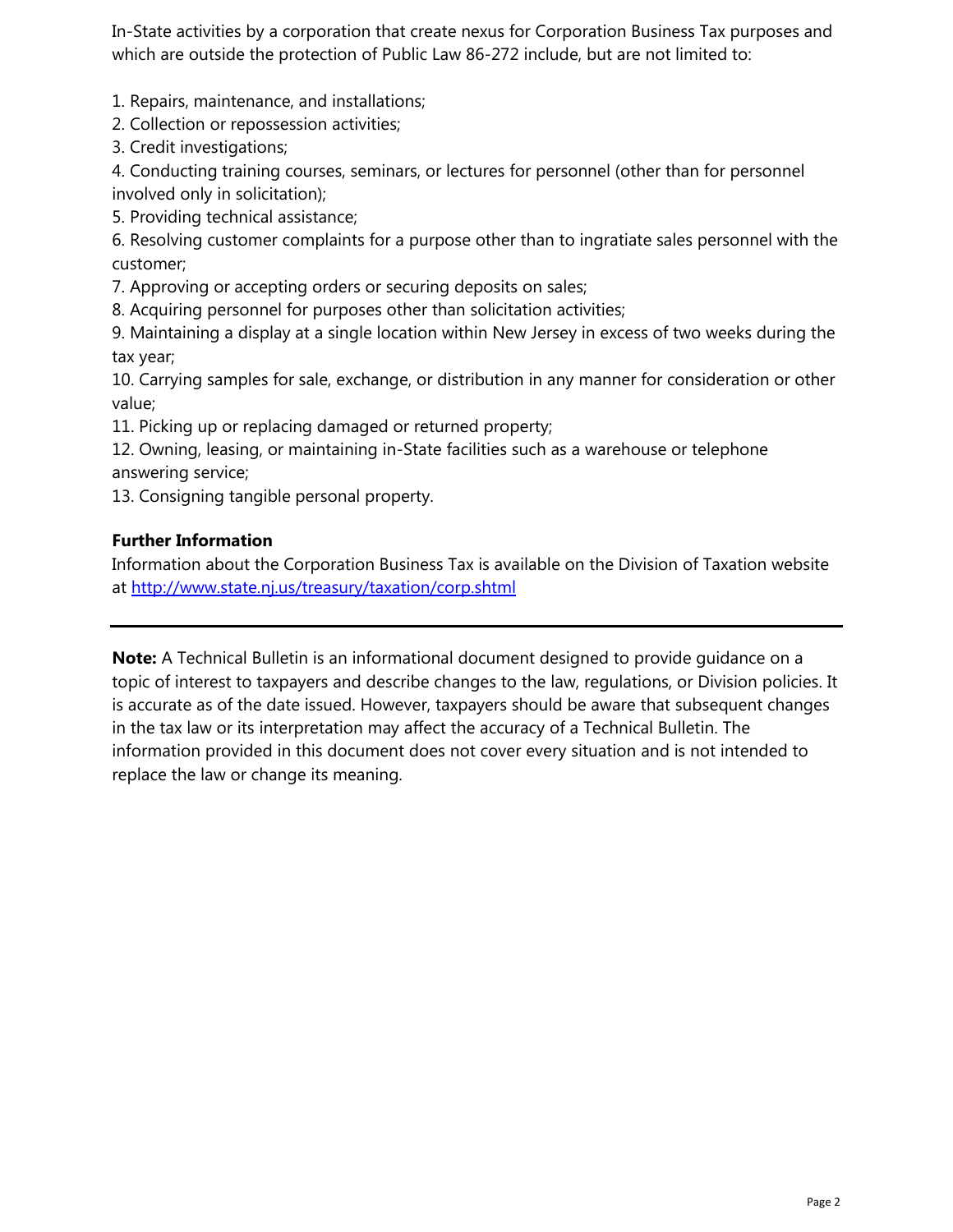In-State activities by a corporation that create nexus for Corporation Business Tax purposes and which are outside the protection of Public Law 86-272 include, but are not limited to:

1. Repairs, maintenance, and installations;
2. Collection or repossession activities;
3. Credit investigations;
4. Conducting training courses, seminars, or lectures for personnel (other than for personnel involved only in solicitation);
5. Providing technical assistance;
6. Resolving customer complaints for a purpose other than to ingratiate sales personnel with the customer;
7. Approving or accepting orders or securing deposits on sales;
8. Acquiring personnel for purposes other than solicitation activities;
9. Maintaining a display at a single location within New Jersey in excess of two weeks during the tax year;
10. Carrying samples for sale, exchange, or distribution in any manner for consideration or other value;
11. Picking up or replacing damaged or returned property;
12. Owning, leasing, or maintaining in-State facilities such as a warehouse or telephone answering service;
13. Consigning tangible personal property.

**Further Information**

Information about the Corporation Business Tax is available on the Division of Taxation website at http://www.state.nj.us/treasury/taxation/corp.shtml

---

**Note:** A Technical Bulletin is an informational document designed to provide guidance on a topic of interest to taxpayers and describe changes to the law, regulations, or Division policies. It is accurate as of the date issued. However, taxpayers should be aware that subsequent changes in the tax law or its interpretation may affect the accuracy of a Technical Bulletin. The information provided in this document does not cover every situation and is not intended to replace the law or change its meaning.